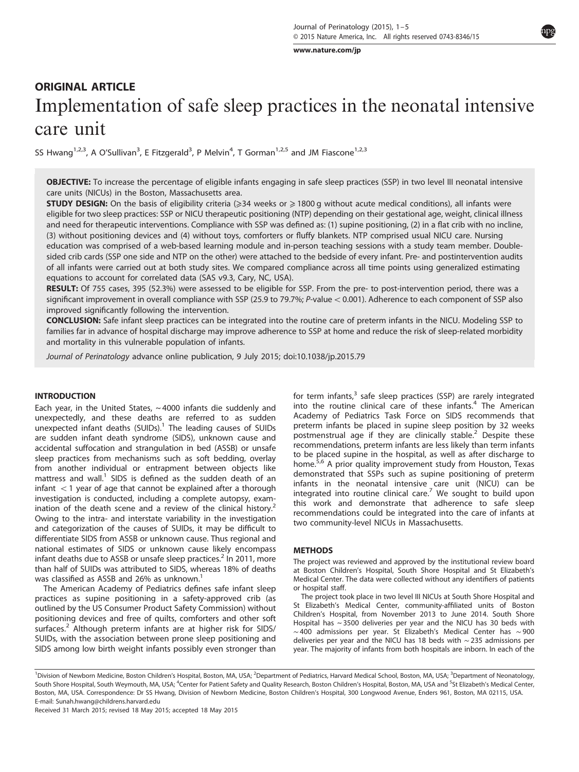ORIGINAL ARTICLE

# Implementation of safe sleep practices in the neonatal intensive care unit

SS Hwang[1,2,3], A O'Sullivan[3], E Fitzgerald[3], P Melvin[4], T Gorman[1,2,5] and JM Fiascone[1,2,3]

**OBJECTIVE:** To increase the percentage of eligible infants engaging in safe sleep practices (SSP) in two level III neonatal intensive care units (NICUs) in the Boston, Massachusetts area.

**STUDY DESIGN:** On the basis of eligibility criteria (⩾34 weeks or ⩾1800 g without acute medical conditions), all infants were eligible for two sleep practices: SSP or NICU therapeutic positioning (NTP) depending on their gestational age, weight, clinical illness and need for therapeutic interventions. Compliance with SSP was defined as: (1) supine positioning, (2) in a flat crib with no incline, (3) without positioning devices and (4) without toys, comforters or fluffy blankets. NTP comprised usual NICU care. Nursing education was comprised of a web-based learning module and in-person teaching sessions with a study team member. Double-sided crib cards (SSP one side and NTP on the other) were attached to the bedside of every infant. Pre- and postintervention audits of all infants were carried out at both study sites. We compared compliance across all time points using generalized estimating equations to account for correlated data (SAS v9.3, Cary, NC, USA).

**RESULT:** Of 755 cases, 395 (52.3%) were assessed to be eligible for SSP. From the pre- to post-intervention period, there was a significant improvement in overall compliance with SSP (25.9 to 79.7%; *P*-value < 0.001). Adherence to each component of SSP also improved significantly following the intervention.

**CONCLUSION:** Safe infant sleep practices can be integrated into the routine care of preterm infants in the NICU. Modeling SSP to families far in advance of hospital discharge may improve adherence to SSP at home and reduce the risk of sleep-related morbidity and mortality in this vulnerable population of infants.

*Journal of Perinatology* advance online publication, 9 July 2015; doi:10.1038/jp.2015.79

## INTRODUCTION

Each year, in the United States, ~4000 infants die suddenly and unexpectedly, and these deaths are referred to as sudden unexpected infant deaths (SUIDs).[1] The leading causes of SUIDs are sudden infant death syndrome (SIDS), unknown cause and accidental suffocation and strangulation in bed (ASSB) or unsafe sleep practices from mechanisms such as soft bedding, overlay from another individual or entrapment between objects like mattress and wall.[1] SIDS is defined as the sudden death of an infant <1 year of age that cannot be explained after a thorough investigation is conducted, including a complete autopsy, examination of the death scene and a review of the clinical history.[2] Owing to the intra- and interstate variability in the investigation and categorization of the causes of SUIDs, it may be difficult to differentiate SIDS from ASSB or unknown cause. Thus regional and national estimates of SIDS or unknown cause likely encompass infant deaths due to ASSB or unsafe sleep practices.[2] In 2011, more than half of SUIDs was attributed to SIDS, whereas 18% of deaths was classified as ASSB and 26% as unknown.[1]

The American Academy of Pediatrics defines safe infant sleep practices as supine positioning in a safety-approved crib (as outlined by the US Consumer Product Safety Commission) without positioning devices and free of quilts, comforters and other soft surfaces.[2] Although preterm infants are at higher risk for SIDS/SUIDs, with the association between prone sleep positioning and SIDS among low birth weight infants possibly even stronger than for term infants,[3] safe sleep practices (SSP) are rarely integrated into the routine clinical care of these infants.[4] The American Academy of Pediatrics Task Force on SIDS recommends that preterm infants be placed in supine sleep position by 32 weeks postmenstrual age if they are clinically stable.[2] Despite these recommendations, preterm infants are less likely than term infants to be placed supine in the hospital, as well as after discharge to home.[5,6] A prior quality improvement study from Houston, Texas demonstrated that SSPs such as supine positioning of preterm infants in the neonatal intensive care unit (NICU) can be integrated into routine clinical care.[7] We sought to build upon this work and demonstrate that adherence to safe sleep recommendations could be integrated into the care of infants at two community-level NICUs in Massachusetts.

## METHODS

The project was reviewed and approved by the institutional review board at Boston Children's Hospital, South Shore Hospital and St Elizabeth's Medical Center. The data were collected without any identifiers of patients or hospital staff.

The project took place in two level III NICUs at South Shore Hospital and St Elizabeth's Medical Center, community-affiliated units of Boston Children's Hospital, from November 2013 to June 2014. South Shore Hospital has ~3500 deliveries per year and the NICU has 30 beds with ~400 admissions per year. St Elizabeth's Medical Center has ~900 deliveries per year and the NICU has 18 beds with ~235 admissions per year. The majority of infants from both hospitals are inborn. In each of the

---

[1]Division of Newborn Medicine, Boston Children's Hospital, Boston, MA, USA; [2]Department of Pediatrics, Harvard Medical School, Boston, MA, USA; [3]Department of Neonatology, South Shore Hospital, South Weymouth, MA, USA; [4]Center for Patient Safety and Quality Research, Boston Children's Hospital, Boston, MA, USA and [5]St Elizabeth's Medical Center, Boston, MA, USA. Correspondence: Dr SS Hwang, Division of Newborn Medicine, Boston Children's Hospital, 300 Longwood Avenue, Enders 961, Boston, MA 02115, USA. E-mail: Sunah.hwang@childrens.harvard.edu

Received 31 March 2015; revised 18 May 2015; accepted 18 May 2015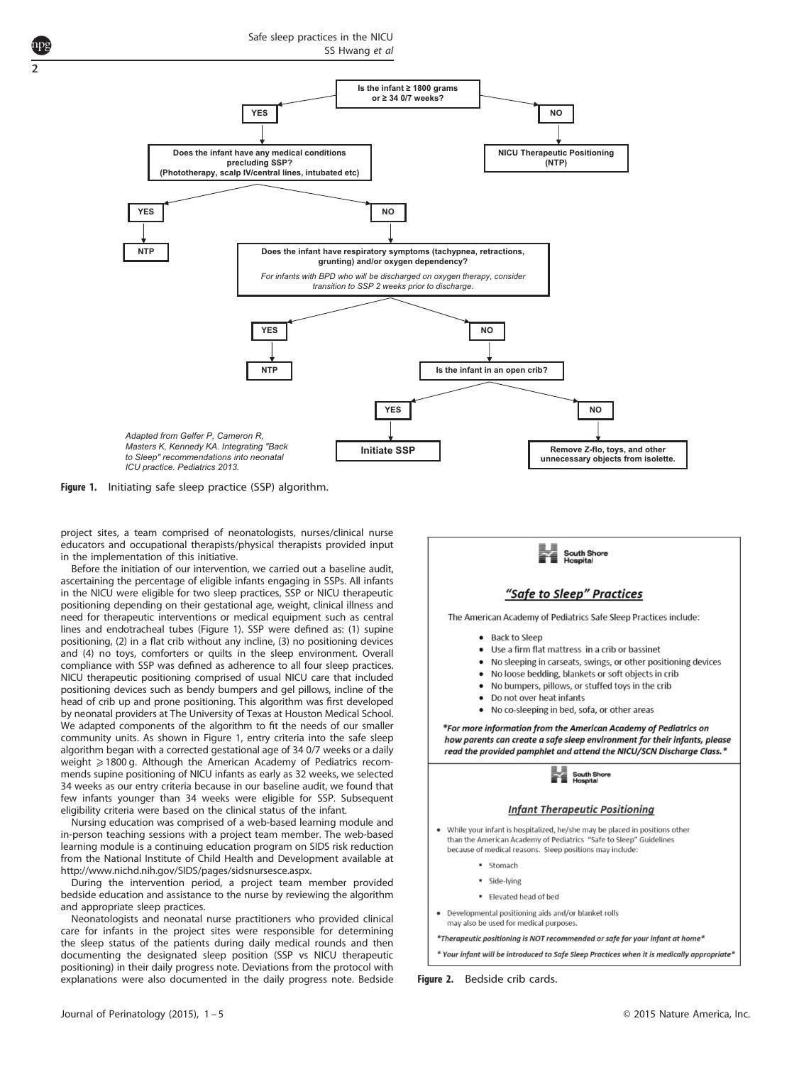**Is the infant ≥ 1800 grams or ≥ 34 0/7 weeks?**

- **YES** → **Does the infant have any medical conditions precluding SSP? (Phototherapy, scalp IV/central lines, intubated etc)**
  - **YES** → **NTP**
  - **NO** → **Does the infant have respiratory symptoms (tachypnea, retractions, grunting) and/or oxygen dependency?**
    *For infants with BPD who will be discharged on oxygen therapy, consider transition to SSP 2 weeks prior to discharge.*
    - **YES** → **NTP**
    - **NO** → **Is the infant in an open crib?**
      - **YES** → **Initiate SSP**
      - **NO** → **Remove Z-flo, toys, and other unnecessary objects from isolette.**
- **NO** → **NICU Therapeutic Positioning (NTP)**

*Adapted from Gelfer P, Cameron R, Masters K, Kennedy KA. Integrating "Back to Sleep" recommendations into neonatal ICU practice. Pediatrics 2013.*

**Figure 1.** Initiating safe sleep practice (SSP) algorithm.

project sites, a team comprised of neonatologists, nurses/clinical nurse educators and occupational therapists/physical therapists provided input in the implementation of this initiative.

Before the initiation of our intervention, we carried out a baseline audit, ascertaining the percentage of eligible infants engaging in SSPs. All infants in the NICU were eligible for two sleep practices, SSP or NICU therapeutic positioning depending on their gestational age, weight, clinical illness and need for therapeutic interventions or medical equipment such as central lines and endotracheal tubes (Figure 1). SSP were defined as: (1) supine positioning, (2) in a flat crib without any incline, (3) no positioning devices and (4) no toys, comforters or quilts in the sleep environment. Overall compliance with SSP was defined as adherence to all four sleep practices. NICU therapeutic positioning comprised of usual NICU care that included positioning devices such as bendy bumpers and gel pillows, incline of the head of crib up and prone positioning. This algorithm was first developed by neonatal providers at The University of Texas at Houston Medical School. We adapted components of the algorithm to fit the needs of our smaller community units. As shown in Figure 1, entry criteria into the safe sleep algorithm began with a corrected gestational age of 34 0/7 weeks or a daily weight ⩾1800 g. Although the American Academy of Pediatrics recommends supine positioning of NICU infants as early as 32 weeks, we selected 34 weeks as our entry criteria because in our baseline audit, we found that few infants younger than 34 weeks were eligible for SSP. Subsequent eligibility criteria were based on the clinical status of the infant.

Nursing education was comprised of a web-based learning module and in-person teaching sessions with a project team member. The web-based learning module is a continuing education program on SIDS risk reduction from the National Institute of Child Health and Development available at http://www.nichd.nih.gov/SIDS/pages/sidsnursesce.aspx.

During the intervention period, a project team member provided bedside education and assistance to the nurse by reviewing the algorithm and appropriate sleep practices.

Neonatologists and neonatal nurse practitioners who provided clinical care for infants in the project sites were responsible for determining the sleep status of the patients during daily medical rounds and then documenting the designated sleep position (SSP vs NICU therapeutic positioning) in their daily progress note. Deviations from the protocol with explanations were also documented in the daily progress note. Bedside

South Shore Hospital

## *"Safe to Sleep" Practices*

The American Academy of Pediatrics Safe Sleep Practices include:

- Back to Sleep
- Use a firm flat mattress in a crib or bassinet
- No sleeping in carseats, swings, or other positioning devices
- No loose bedding, blankets or soft objects in crib
- No bumpers, pillows, or stuffed toys in the crib
- Do not over heat infants
- No co-sleeping in bed, sofa, or other areas

***For more information from the American Academy of Pediatrics on how parents can create a safe sleep environment for their infants, please read the provided pamphlet and attend the NICU/SCN Discharge Class.***

South Shore Hospital

## Infant Therapeutic Positioning

- While your infant is hospitalized, he/she may be placed in positions other than the American Academy of Pediatrics "Safe to Sleep" Guidelines because of medical reasons. Sleep positions may include:
  - Stomach
  - Side-lying
  - Elevated head of bed
- Developmental positioning aids and/or blanket rolls may also be used for medical purposes.

**Therapeutic positioning is NOT recommended or safe for your infant at home**

** Your infant will be introduced to Safe Sleep Practices when it is medically appropriate**

**Figure 2.** Bedside crib cards.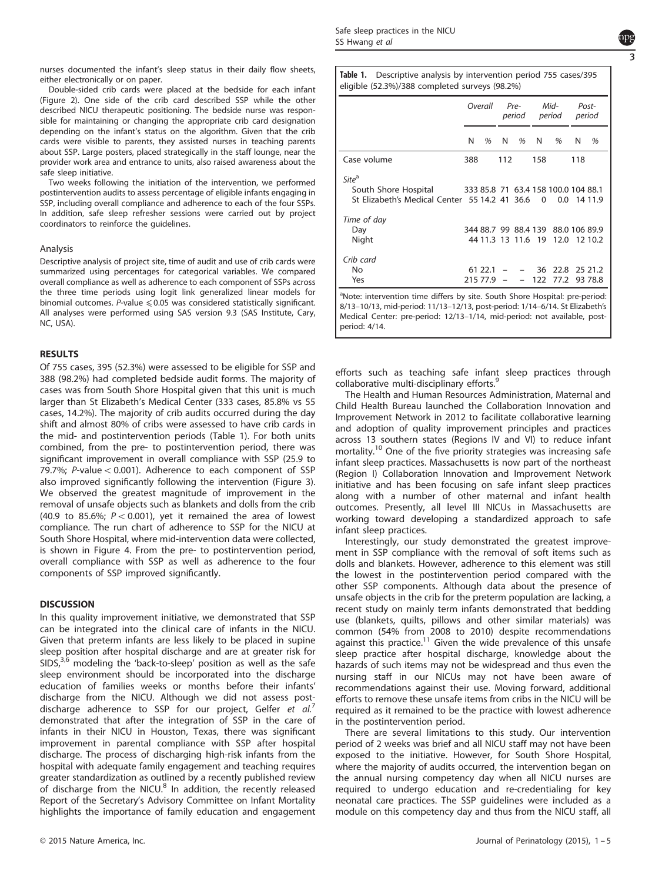nurses documented the infant's sleep status in their daily flow sheets, either electronically or on paper.

Double-sided crib cards were placed at the bedside for each infant (Figure 2). One side of the crib card described SSP while the other described NICU therapeutic positioning. The bedside nurse was responsible for maintaining or changing the appropriate crib card designation depending on the infant's status on the algorithm. Given that the crib cards were visible to parents, they assisted nurses in teaching parents about SSP. Large posters, placed strategically in the staff lounge, near the provider work area and entrance to units, also raised awareness about the safe sleep initiative.

Two weeks following the initiation of the intervention, we performed postintervention audits to assess percentage of eligible infants engaging in SSP, including overall compliance and adherence to each of the four SSPs. In addition, safe sleep refresher sessions were carried out by project coordinators to reinforce the guidelines.

### Analysis

Descriptive analysis of project site, time of audit and use of crib cards were summarized using percentages for categorical variables. We compared overall compliance as well as adherence to each component of SSPs across the three time periods using logit link generalized linear models for binomial outcomes. $P$-value $\leqslant 0.05$ was considered statistically significant. All analyses were performed using SAS version 9.3 (SAS Institute, Cary, NC, USA).

## RESULTS

Of 755 cases, 395 (52.3%) were assessed to be eligible for SSP and 388 (98.2%) had completed bedside audit forms. The majority of cases was from South Shore Hospital given that this unit is much larger than St Elizabeth's Medical Center (333 cases, 85.8% vs 55 cases, 14.2%). The majority of crib audits occurred during the day shift and almost 80% of cribs were assessed to have crib cards in the mid- and postintervention periods (Table 1). For both units combined, from the pre- to postintervention period, there was significant improvement in overall compliance with SSP (25.9 to 79.7%; $P$-value $< 0.001$). Adherence to each component of SSP also improved significantly following the intervention (Figure 3). We observed the greatest magnitude of improvement in the removal of unsafe objects such as blankets and dolls from the crib (40.9 to 85.6%; $P < 0.001$), yet it remained the area of lowest compliance. The run chart of adherence to SSP for the NICU at South Shore Hospital, where mid-intervention data were collected, is shown in Figure 4. From the pre- to postintervention period, overall compliance with SSP as well as adherence to the four components of SSP improved significantly.

## DISCUSSION

In this quality improvement initiative, we demonstrated that SSP can be integrated into the clinical care of infants in the NICU. Given that preterm infants are less likely to be placed in supine sleep position after hospital discharge and are at greater risk for SIDS,[3,6] modeling the 'back-to-sleep' position as well as the safe sleep environment should be incorporated into the discharge education of families weeks or months before their infants' discharge from the NICU. Although we did not assess post-discharge adherence to SSP for our project, Gelfer *et al.*[7] demonstrated that after the integration of SSP in the care of infants in their NICU in Houston, Texas, there was significant improvement in parental compliance with SSP after hospital discharge. The process of discharging high-risk infants from the hospital with adequate family engagement and teaching requires greater standardization as outlined by a recently published review of discharge from the NICU.[8] In addition, the recently released Report of the Secretary's Advisory Committee on Infant Mortality highlights the importance of family education and engagement

**Table 1.** Descriptive analysis by intervention period 755 cases/395 eligible (52.3%)/388 completed surveys (98.2%)

| | Overall | | Pre-period | | Mid-period | | Post-period | |
|---|---|---|---|---|---|---|---|---|
| | N | % | N | % | N | % | N | % |
| Case volume | 388 | | 112 | | 158 | | 118 | |
| *Site*[a] | | | | | | | | |
| South Shore Hospital | 333 | 85.8 | 71 | 63.4 | 158 | 100.0 | 104 | 88.1 |
| St Elizabeth's Medical Center | 55 | 14.2 | 41 | 36.6 | 0 | 0.0 | 14 | 11.9 |
| *Time of day* | | | | | | | | |
| Day | 344 | 88.7 | 99 | 88.4 | 139 | 88.0 | 106 | 89.9 |
| Night | 44 | 11.3 | 13 | 11.6 | 19 | 12.0 | 12 | 10.2 |
| *Crib card* | | | | | | | | |
| No | 61 | 22.1 | – | – | 36 | 22.8 | 25 | 21.2 |
| Yes | 215 | 77.9 | – | – | 122 | 77.2 | 93 | 78.8 |

[a]Note: intervention time differs by site. South Shore Hospital: pre-period: 8/13–10/13, mid-period: 11/13–12/13, post-period: 1/14–6/14. St Elizabeth's Medical Center: pre-period: 12/13–1/14, mid-period: not available, post-period: 4/14.

efforts such as teaching safe infant sleep practices through collaborative multi-disciplinary efforts.[9]

The Health and Human Resources Administration, Maternal and Child Health Bureau launched the Collaboration Innovation and Improvement Network in 2012 to facilitate collaborative learning and adoption of quality improvement principles and practices across 13 southern states (Regions IV and VI) to reduce infant mortality.[10] One of the five priority strategies was increasing safe infant sleep practices. Massachusetts is now part of the northeast (Region I) Collaboration Innovation and Improvement Network initiative and has been focusing on safe infant sleep practices along with a number of other maternal and infant health outcomes. Presently, all level III NICUs in Massachusetts are working toward developing a standardized approach to safe infant sleep practices.

Interestingly, our study demonstrated the greatest improvement in SSP compliance with the removal of soft items such as dolls and blankets. However, adherence to this element was still the lowest in the postintervention period compared with the other SSP components. Although data about the presence of unsafe objects in the crib for the preterm population are lacking, a recent study on mainly term infants demonstrated that bedding use (blankets, quilts, pillows and other similar materials) was common (54% from 2008 to 2010) despite recommendations against this practice.[11] Given the wide prevalence of this unsafe sleep practice after hospital discharge, knowledge about the hazards of such items may not be widespread and thus even the nursing staff in our NICUs may not have been aware of recommendations against their use. Moving forward, additional efforts to remove these unsafe items from cribs in the NICU will be required as it remained to be the practice with lowest adherence in the postintervention period.

There are several limitations to this study. Our intervention period of 2 weeks was brief and all NICU staff may not have been exposed to the initiative. However, for South Shore Hospital, where the majority of audits occurred, the intervention began on the annual nursing competency day when all NICU nurses are required to undergo education and re-credentialing for key neonatal care practices. The SSP guidelines were included as a module on this competency day and thus from the NICU staff, all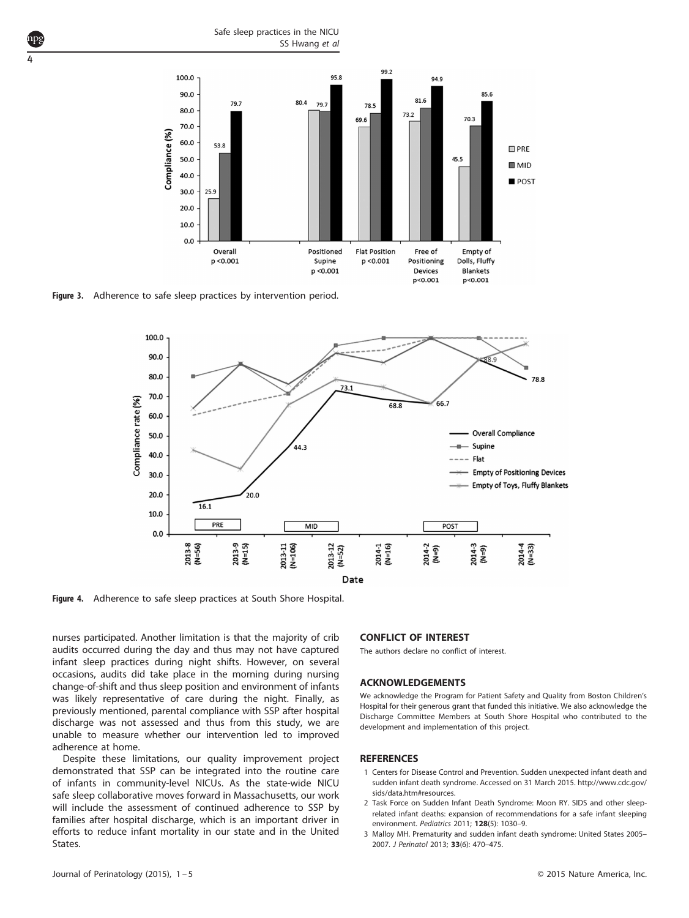100.0
90.0
80.0
70.0
60.0
50.0
40.0
30.0
20.0
10.0
0.0

Compliance (%)

25.9
53.8
79.7
80.4
79.7
95.8
69.6
78.5
99.2
73.2
81.6
94.9
45.5
70.3
85.6

Overall
p <0.001

Positioned Supine
p <0.001

Flat Position
p <0.001

Free of Positioning Devices
p<0.001

Empty of Dolls, Fluffy Blankets
p<0.001

PRE
MID
POST

**Figure 3.** Adherence to safe sleep practices by intervention period.

100.0
90.0
80.0
70.0
60.0
50.0
40.0
30.0
20.0
10.0
0.0

Compliance rate (%)

16.1
20.0
44.3
73.1
68.8
66.7
88.9
78.8

PRE
MID
POST

Overall Compliance
Supine
Flat
Empty of Positioning Devices
Empty of Toys, Fluffy Blankets

2013-8 (N=56)
2013-9 (N=15)
2013-11 (N=106)
2013-12 (N=52)
2014-1 (N=16)
2014-2 (N=9)
2014-3 (N=9)
2014-4 (N=33)

Date

**Figure 4.** Adherence to safe sleep practices at South Shore Hospital.

nurses participated. Another limitation is that the majority of crib audits occurred during the day and thus may not have captured infant sleep practices during night shifts. However, on several occasions, audits did take place in the morning during nursing change-of-shift and thus sleep position and environment of infants was likely representative of care during the night. Finally, as previously mentioned, parental compliance with SSP after hospital discharge was not assessed and thus from this study, we are unable to measure whether our intervention led to improved adherence at home.

Despite these limitations, our quality improvement project demonstrated that SSP can be integrated into the routine care of infants in community-level NICUs. As the state-wide NICU safe sleep collaborative moves forward in Massachusetts, our work will include the assessment of continued adherence to SSP by families after hospital discharge, which is an important driver in efforts to reduce infant mortality in our state and in the United States.

## CONFLICT OF INTEREST

The authors declare no conflict of interest.

## ACKNOWLEDGEMENTS

We acknowledge the Program for Patient Safety and Quality from Boston Children's Hospital for their generous grant that funded this initiative. We also acknowledge the Discharge Committee Members at South Shore Hospital who contributed to the development and implementation of this project.

## REFERENCES

1 Centers for Disease Control and Prevention. Sudden unexpected infant death and sudden infant death syndrome. Accessed on 31 March 2015. http://www.cdc.gov/sids/data.htm#resources.

2 Task Force on Sudden Infant Death Syndrome: Moon RY. SIDS and other sleep-related infant deaths: expansion of recommendations for a safe infant sleeping environment. *Pediatrics* 2011; **128**(5): 1030–9.

3 Malloy MH. Prematurity and sudden infant death syndrome: United States 2005–2007. *J Perinatol* 2013; **33**(6): 470–475.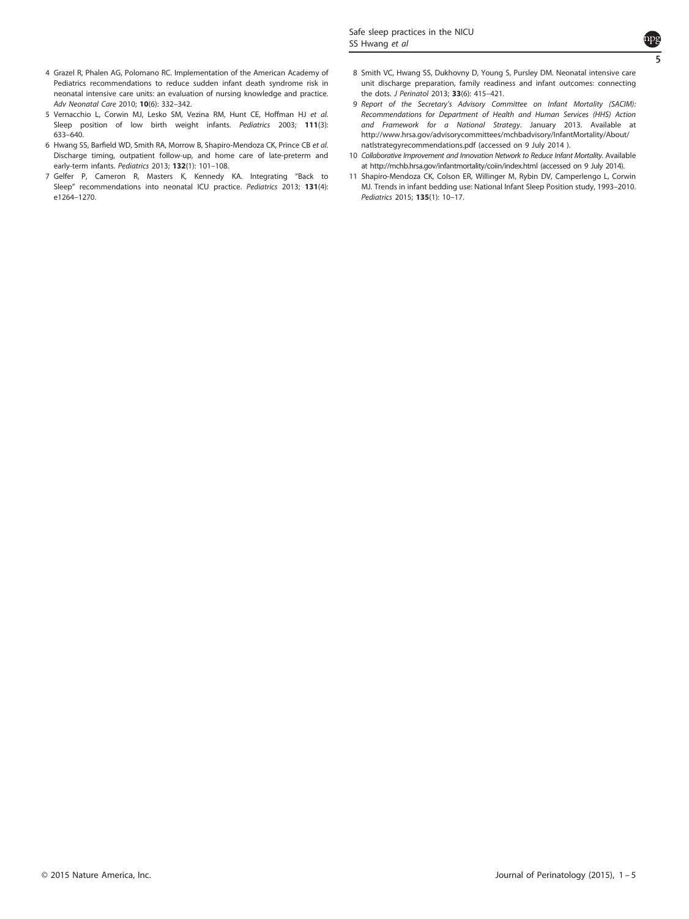4 Grazel R, Phalen AG, Polomano RC. Implementation of the American Academy of Pediatrics recommendations to reduce sudden infant death syndrome risk in neonatal intensive care units: an evaluation of nursing knowledge and practice. *Adv Neonatal Care* 2010; **10**(6): 332–342.

5 Vernacchio L, Corwin MJ, Lesko SM, Vezina RM, Hunt CE, Hoffman HJ *et al.* Sleep position of low birth weight infants. *Pediatrics* 2003; **111**(3): 633–640.

6 Hwang SS, Barfield WD, Smith RA, Morrow B, Shapiro-Mendoza CK, Prince CB *et al.* Discharge timing, outpatient follow-up, and home care of late-preterm and early-term infants. *Pediatrics* 2013; **132**(1): 101–108.

7 Gelfer P, Cameron R, Masters K, Kennedy KA. Integrating "Back to Sleep" recommendations into neonatal ICU practice. *Pediatrics* 2013; **131**(4): e1264–1270.

8 Smith VC, Hwang SS, Dukhovny D, Young S, Pursley DM. Neonatal intensive care unit discharge preparation, family readiness and infant outcomes: connecting the dots. *J Perinatol* 2013; **33**(6): 415–421.

9 *Report of the Secretary's Advisory Committee on Infant Mortality (SACIM): Recommendations for Department of Health and Human Services (HHS) Action and Framework for a National Strategy*. January 2013. Available at http://www.hrsa.gov/advisorycommittees/mchbadvisory/InfantMortality/About/natlstrategyrecommendations.pdf (accessed on 9 July 2014 ).

10 *Collaborative Improvement and Innovation Network to Reduce Infant Mortality*. Available at http://mchb.hrsa.gov/infantmortality/coiin/index.html (accessed on 9 July 2014).

11 Shapiro-Mendoza CK, Colson ER, Willinger M, Rybin DV, Camperlengo L, Corwin MJ. Trends in infant bedding use: National Infant Sleep Position study, 1993–2010. *Pediatrics* 2015; **135**(1): 10–17.